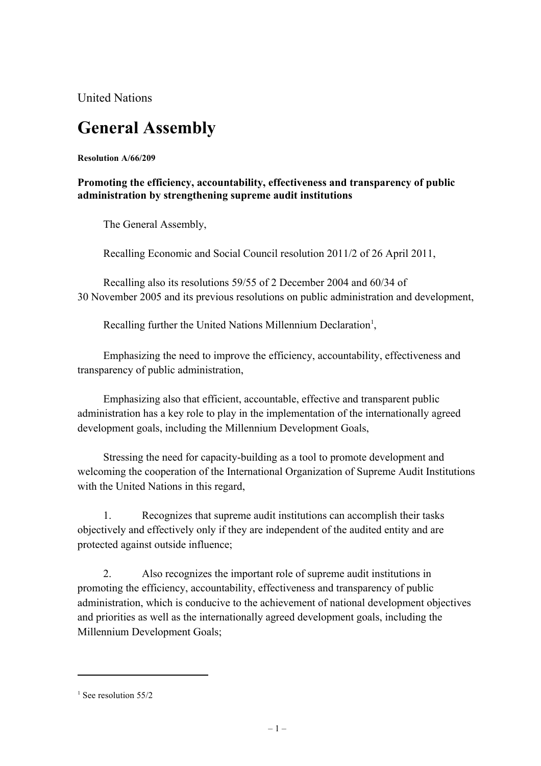United Nations

# General Assembly

**Resolution A/66/209**

**Promoting the efficiency, accountability, effectiveness and transparency of public administration by strengthening supreme audit institutions**

The General Assembly,

Recalling Economic and Social Council resolution 2011/2 of 26 April 2011,

Recalling also its resolutions 59/55 of 2 December 2004 and 60/34 of 30 November 2005 and its previous resolutions on public administration and development,

Recalling further the United Nations Millennium Declaration[1],

Emphasizing the need to improve the efficiency, accountability, effectiveness and transparency of public administration,

Emphasizing also that efficient, accountable, effective and transparent public administration has a key role to play in the implementation of the internationally agreed development goals, including the Millennium Development Goals,

Stressing the need for capacity-building as a tool to promote development and welcoming the cooperation of the International Organization of Supreme Audit Institutions with the United Nations in this regard,

1. Recognizes that supreme audit institutions can accomplish their tasks objectively and effectively only if they are independent of the audited entity and are protected against outside influence;

2. Also recognizes the important role of supreme audit institutions in promoting the efficiency, accountability, effectiveness and transparency of public administration, which is conducive to the achievement of national development objectives and priorities as well as the internationally agreed development goals, including the Millennium Development Goals;

---

[1] See resolution 55/2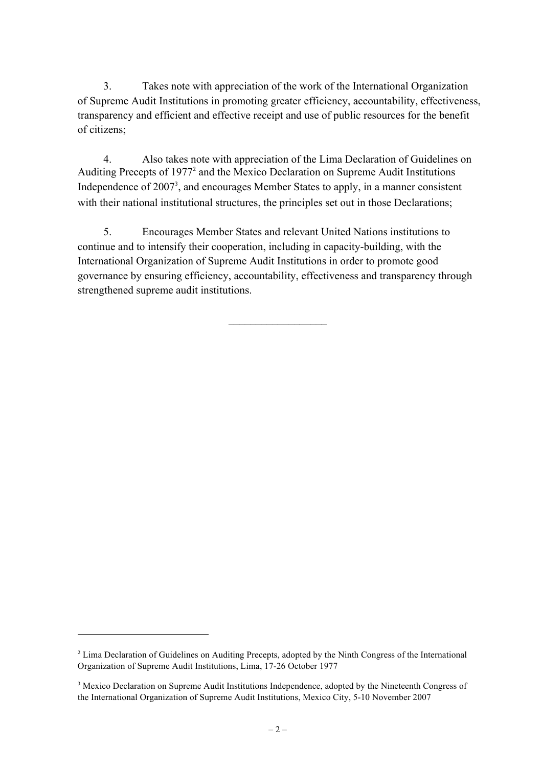3. Takes note with appreciation of the work of the International Organization of Supreme Audit Institutions in promoting greater efficiency, accountability, effectiveness, transparency and efficient and effective receipt and use of public resources for the benefit of citizens;

4. Also takes note with appreciation of the Lima Declaration of Guidelines on Auditing Precepts of 1977[2] and the Mexico Declaration on Supreme Audit Institutions Independence of 2007[3], and encourages Member States to apply, in a manner consistent with their national institutional structures, the principles set out in those Declarations;

5. Encourages Member States and relevant United Nations institutions to continue and to intensify their cooperation, including in capacity-building, with the International Organization of Supreme Audit Institutions in order to promote good governance by ensuring efficiency, accountability, effectiveness and transparency through strengthened supreme audit institutions.

---

[2] Lima Declaration of Guidelines on Auditing Precepts, adopted by the Ninth Congress of the International Organization of Supreme Audit Institutions, Lima, 17-26 October 1977

[3] Mexico Declaration on Supreme Audit Institutions Independence, adopted by the Nineteenth Congress of the International Organization of Supreme Audit Institutions, Mexico City, 5-10 November 2007